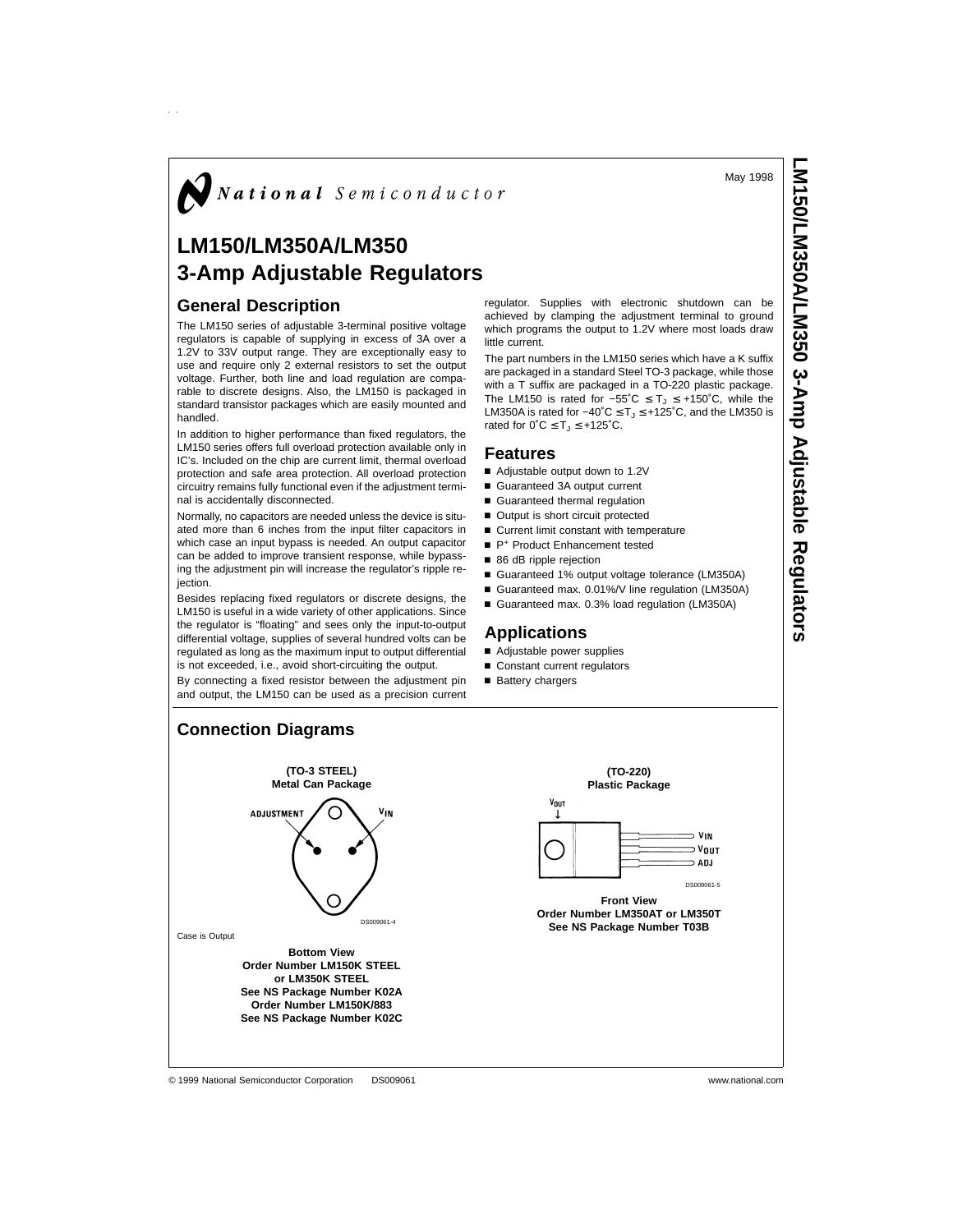National Semiconductor

May 1998

# LM150/LM350A/LM350 3-Amp Adjustable Regulators

## General Description

The LM150 series of adjustable 3-terminal positive voltage regulators is capable of supplying in excess of 3A over a 1.2V to 33V output range. They are exceptionally easy to use and require only 2 external resistors to set the output voltage. Further, both line and load regulation are comparable to discrete designs. Also, the LM150 is packaged in standard transistor packages which are easily mounted and handled.

In addition to higher performance than fixed regulators, the LM150 series offers full overload protection available only in IC's. Included on the chip are current limit, thermal overload protection and safe area protection. All overload protection circuitry remains fully functional even if the adjustment terminal is accidentally disconnected.

Normally, no capacitors are needed unless the device is situated more than 6 inches from the input filter capacitors in which case an input bypass is needed. An output capacitor can be added to improve transient response, while bypassing the adjustment pin will increase the regulator's ripple rejection.

Besides replacing fixed regulators or discrete designs, the LM150 is useful in a wide variety of other applications. Since the regulator is "floating" and sees only the input-to-output differential voltage, supplies of several hundred volts can be regulated as long as the maximum input to output differential is not exceeded, i.e., avoid short-circuiting the output.

By connecting a fixed resistor between the adjustment pin and output, the LM150 can be used as a precision current regulator. Supplies with electronic shutdown can be achieved by clamping the adjustment terminal to ground which programs the output to 1.2V where most loads draw little current.

The part numbers in the LM150 series which have a K suffix are packaged in a standard Steel TO-3 package, while those with a T suffix are packaged in a TO-220 plastic package. The LM150 is rated for $-55^\circ C \leq T_J \leq +150^\circ C$, while the LM350A is rated for $-40^\circ C \leq T_J \leq +125^\circ C$, and the LM350 is rated for $0^\circ C \leq T_J \leq +125^\circ C$.

## Features

- Adjustable output down to 1.2V
- Guaranteed 3A output current
- Guaranteed thermal regulation
- Output is short circuit protected
- Current limit constant with temperature
- P+ Product Enhancement tested
- 86 dB ripple rejection
- Guaranteed 1% output voltage tolerance (LM350A)
- Guaranteed max. 0.01%/V line regulation (LM350A)
- Guaranteed max. 0.3% load regulation (LM350A)

## Applications

- Adjustable power supplies
- Constant current regulators
- Battery chargers

## Connection Diagrams

**(TO-3 STEEL) Metal Can Package**

ADJUSTMENT — $V_{IN}$

DS009061-4

Case is Output

**Bottom View**
**Order Number LM150K STEEL or LM350K STEEL**
**See NS Package Number K02A**
**Order Number LM150K/883**
**See NS Package Number K02C**

**(TO-220) Plastic Package**

$V_{OUT}$ — $V_{IN}$, $V_{OUT}$, ADJ

DS009061-5

**Front View**
**Order Number LM350AT or LM350T**
**See NS Package Number T03B**

© 1999 National Semiconductor Corporation DS009061 www.national.com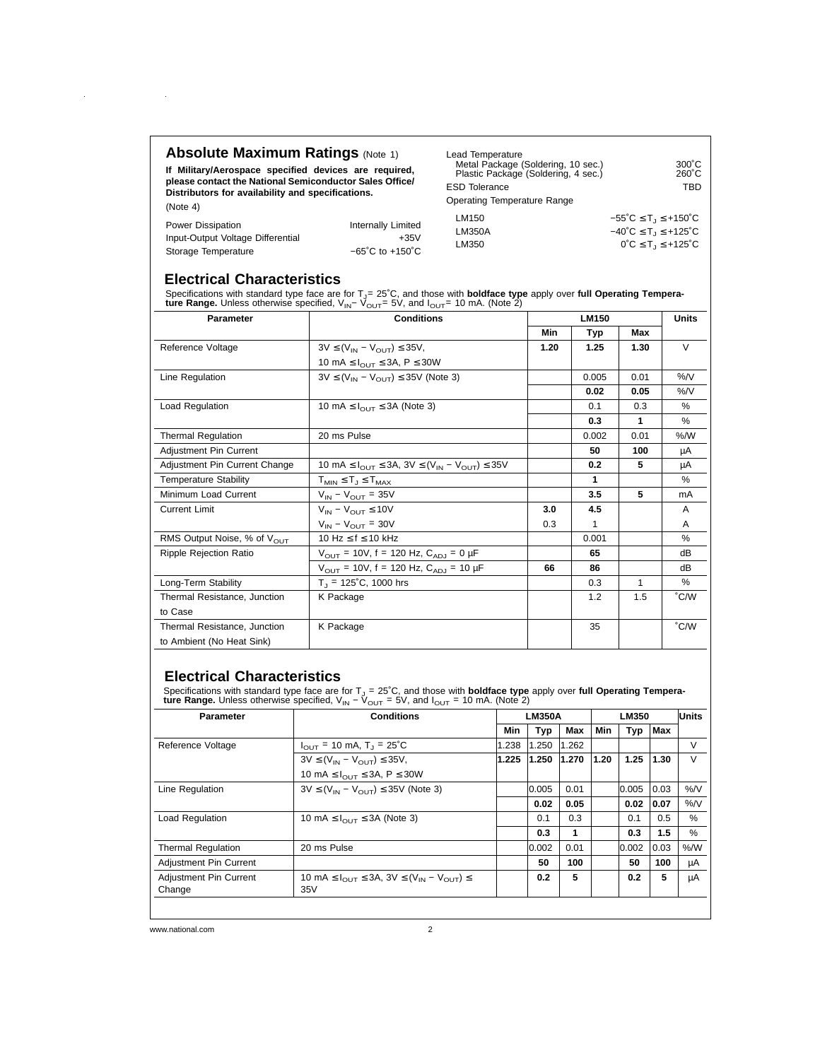## Absolute Maximum Ratings (Note 1)

**If Military/Aerospace specified devices are required, please contact the National Semiconductor Sales Office/ Distributors for availability and specifications.**

(Note 4)

| | |
|---|---|
| Power Dissipation | Internally Limited |
| Input-Output Voltage Differential | +35V |
| Storage Temperature | −65˚C to +150˚C |
| Lead Temperature | |
| Metal Package (Soldering, 10 sec.) | 300˚C |
| Plastic Package (Soldering, 4 sec.) | 260˚C |
| ESD Tolerance | TBD |
| Operating Temperature Range | |
| LM150 | $-55˚C \leq T_J \leq +150˚C$ |
| LM350A | $-40˚C \leq T_J \leq +125˚C$ |
| LM350 | $0˚C \leq T_J \leq +125˚C$ |

## Electrical Characteristics

Specifications with standard type face are for $T_J$= 25˚C, and those with **boldface type** apply over **full Operating Temperature Range.** Unless otherwise specified, $V_{IN}- V_{OUT}$= 5V, and $I_{OUT}$= 10 mA. (Note 2)

| Parameter | Conditions | LM150 | | | Units |
|---|---|---|---|---|---|
| | | Min | Typ | Max | |
| Reference Voltage | $3V \leq (V_{IN} - V_{OUT}) \leq 35V$, 10 mA $\leq I_{OUT} \leq 3A$, $P \leq 30W$ | **1.20** | **1.25** | **1.30** | V |
| Line Regulation | $3V \leq (V_{IN} - V_{OUT}) \leq 35V$ (Note 3) | | 0.005 | 0.01 | %/V |
| | | | **0.02** | **0.05** | %/V |
| Load Regulation | 10 mA $\leq I_{OUT} \leq 3A$ (Note 3) | | 0.1 | 0.3 | % |
| | | | **0.3** | **1** | % |
| Thermal Regulation | 20 ms Pulse | | 0.002 | 0.01 | %/W |
| Adjustment Pin Current | | | **50** | **100** | µA |
| Adjustment Pin Current Change | 10 mA $\leq I_{OUT} \leq 3A$, $3V \leq (V_{IN} - V_{OUT}) \leq 35V$ | | **0.2** | **5** | µA |
| Temperature Stability | $T_{MIN} \leq T_J \leq T_{MAX}$ | | **1** | | % |
| Minimum Load Current | $V_{IN} - V_{OUT}$ = 35V | | **3.5** | **5** | mA |
| Current Limit | $V_{IN} - V_{OUT} \leq 10V$ | **3.0** | **4.5** | | A |
| | $V_{IN} - V_{OUT}$ = 30V | 0.3 | 1 | | A |
| RMS Output Noise, % of $V_{OUT}$ | 10 Hz $\leq f \leq$ 10 kHz | | 0.001 | | % |
| Ripple Rejection Ratio | $V_{OUT}$ = 10V, f = 120 Hz, $C_{ADJ}$ = 0 µF | | **65** | | dB |
| | $V_{OUT}$ = 10V, f = 120 Hz, $C_{ADJ}$ = 10 µF | **66** | **86** | | dB |
| Long-Term Stability | $T_J$ = 125˚C, 1000 hrs | | 0.3 | 1 | % |
| Thermal Resistance, Junction to Case | K Package | | 1.2 | 1.5 | ˚C/W |
| Thermal Resistance, Junction to Ambient (No Heat Sink) | K Package | | 35 | | ˚C/W |

## Electrical Characteristics

Specifications with standard type face are for $T_J$ = 25˚C, and those with **boldface type** apply over **full Operating Temperature Range.** Unless otherwise specified, $V_{IN} - V_{OUT}$ = 5V, and $I_{OUT}$ = 10 mA. (Note 2)

| Parameter | Conditions | LM350A | | | LM350 | | | Units |
|---|---|---|---|---|---|---|---|---|
| | | Min | Typ | Max | Min | Typ | Max | |
| Reference Voltage | $I_{OUT}$ = 10 mA, $T_J$ = 25˚C | 1.238 | 1.250 | 1.262 | | | | V |
| | $3V \leq (V_{IN} - V_{OUT}) \leq 35V$, 10 mA $\leq I_{OUT} \leq 3A$, $P \leq 30W$ | **1.225** | **1.250** | **1.270** | **1.20** | **1.25** | **1.30** | V |
| Line Regulation | $3V \leq (V_{IN} - V_{OUT}) \leq 35V$ (Note 3) | | 0.005 | 0.01 | | 0.005 | 0.03 | %/V |
| | | | **0.02** | **0.05** | | **0.02** | **0.07** | %/V |
| Load Regulation | 10 mA $\leq I_{OUT} \leq 3A$ (Note 3) | | 0.1 | 0.3 | | 0.1 | 0.5 | % |
| | | | **0.3** | **1** | | **0.3** | **1.5** | % |
| Thermal Regulation | 20 ms Pulse | | 0.002 | 0.01 | | 0.002 | 0.03 | %/W |
| Adjustment Pin Current | | | **50** | **100** | | **50** | **100** | µA |
| Adjustment Pin Current Change | 10 mA $\leq I_{OUT} \leq 3A$, $3V \leq (V_{IN} - V_{OUT}) \leq$ 35V | | **0.2** | **5** | | **0.2** | **5** | µA |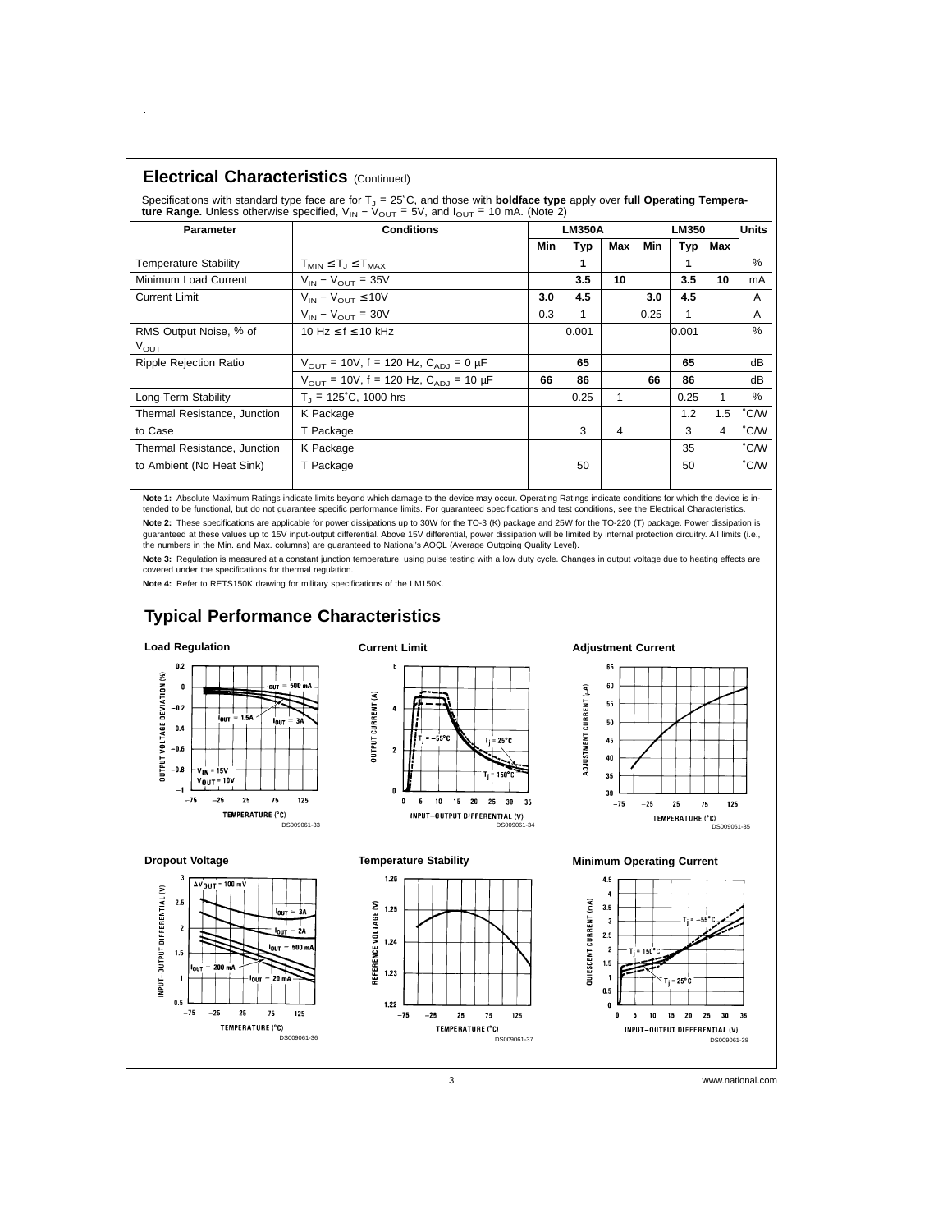## Electrical Characteristics (Continued)

Specifications with standard type face are for $T_J = 25^\circ C$, and those with **boldface type** apply over **full Operating Temperature Range.** Unless otherwise specified, $V_{IN} - V_{OUT} = 5V$, and $I_{OUT} = 10$ mA. (Note 2)

| Parameter | Conditions | LM350A | | | LM350 | | | Units |
|---|---|---|---|---|---|---|---|---|
| | | Min | Typ | Max | Min | Typ | Max | |
| Temperature Stability | $T_{MIN} \leq T_J \leq T_{MAX}$ | | **1** | | | **1** | | % |
| Minimum Load Current | $V_{IN} - V_{OUT} = 35V$ | | **3.5** | **10** | | **3.5** | **10** | mA |
| Current Limit | $V_{IN} - V_{OUT} \leq 10V$ | **3.0** | **4.5** | | **3.0** | **4.5** | | A |
| | $V_{IN} - V_{OUT} = 30V$ | 0.3 | 1 | | 0.25 | 1 | | A |
| RMS Output Noise, % of $V_{OUT}$ | 10 Hz ≤ f ≤ 10 kHz | | 0.001 | | | 0.001 | | % |
| Ripple Rejection Ratio | $V_{OUT} = 10V$, f = 120 Hz, $C_{ADJ} = 0$ µF | | **65** | | | **65** | | dB |
| | $V_{OUT} = 10V$, f = 120 Hz, $C_{ADJ} = 10$ µF | **66** | **86** | | **66** | **86** | | dB |
| Long-Term Stability | $T_J = 125^\circ C$, 1000 hrs | | 0.25 | 1 | | 0.25 | 1 | % |
| Thermal Resistance, Junction to Case | K Package | | | | | 1.2 | 1.5 | °C/W |
| | T Package | | 3 | 4 | | 3 | 4 | °C/W |
| Thermal Resistance, Junction to Ambient (No Heat Sink) | K Package | | | | | 35 | | °C/W |
| | T Package | | 50 | | | 50 | | °C/W |

**Note 1:** Absolute Maximum Ratings indicate limits beyond which damage to the device may occur. Operating Ratings indicate conditions for which the device is intended to be functional, but do not guarantee specific performance limits. For guaranteed specifications and test conditions, see the Electrical Characteristics.

**Note 2:** These specifications are applicable for power dissipations up to 30W for the TO-3 (K) package and 25W for the TO-220 (T) package. Power dissipation is guaranteed at these values up to 15V input-output differential. Above 15V differential, power dissipation will be limited by internal protection circuitry. All limits (i.e., the numbers in the Min. and Max. columns) are guaranteed to National's AOQL (Average Outgoing Quality Level).

**Note 3:** Regulation is measured at a constant junction temperature, using pulse testing with a low duty cycle. Changes in output voltage due to heating effects are covered under the specifications for thermal regulation.

**Note 4:** Refer to RETS150K drawing for military specifications of the LM150K.

## Typical Performance Characteristics

**Load Regulation**

DS009061-33

**Current Limit**

DS009061-34

**Adjustment Current**

DS009061-35

**Dropout Voltage**

DS009061-36

**Temperature Stability**

DS009061-37

**Minimum Operating Current**

DS009061-38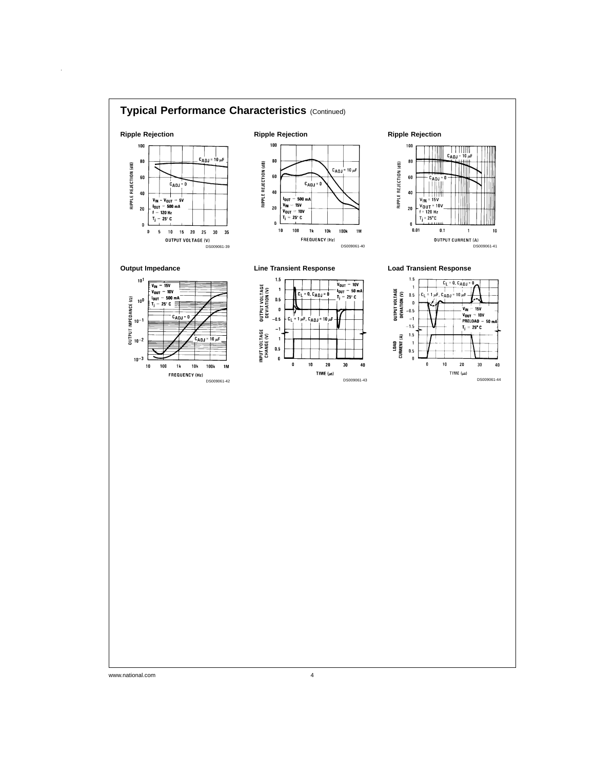## Typical Performance Characteristics (Continued)

**Ripple Rejection**

DS009061-39

**Ripple Rejection**

DS009061-40

**Ripple Rejection**

DS009061-41

**Output Impedance**

DS009061-42

**Line Transient Response**

DS009061-43

**Load Transient Response**

DS009061-44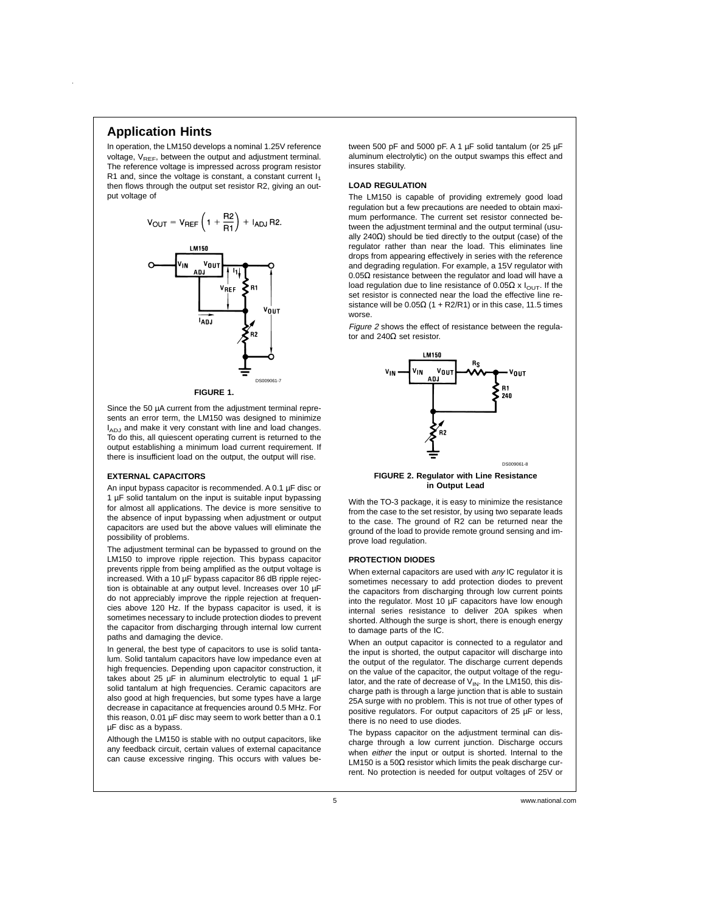## Application Hints

In operation, the LM150 develops a nominal 1.25V reference voltage, $V_{REF}$, between the output and adjustment terminal. The reference voltage is impressed across program resistor R1 and, since the voltage is constant, a constant current $I_1$ then flows through the output set resistor R2, giving an output voltage of

$$V_{OUT} = V_{REF}\left(1 + \frac{R2}{R1}\right) + I_{ADJ}\,R2.$$

**FIGURE 1.**

Since the 50 µA current from the adjustment terminal represents an error term, the LM150 was designed to minimize $I_{ADJ}$ and make it very constant with line and load changes. To do this, all quiescent operating current is returned to the output establishing a minimum load current requirement. If there is insufficient load on the output, the output will rise.

### EXTERNAL CAPACITORS

An input bypass capacitor is recommended. A 0.1 µF disc or 1 µF solid tantalum on the input is suitable input bypassing for almost all applications. The device is more sensitive to the absence of input bypassing when adjustment or output capacitors are used but the above values will eliminate the possibility of problems.

The adjustment terminal can be bypassed to ground on the LM150 to improve ripple rejection. This bypass capacitor prevents ripple from being amplified as the output voltage is increased. With a 10 µF bypass capacitor 86 dB ripple rejection is obtainable at any output level. Increases over 10 µF do not appreciably improve the ripple rejection at frequencies above 120 Hz. If the bypass capacitor is used, it is sometimes necessary to include protection diodes to prevent the capacitor from discharging through internal low current paths and damaging the device.

In general, the best type of capacitors to use is solid tantalum. Solid tantalum capacitors have low impedance even at high frequencies. Depending upon capacitor construction, it takes about 25 µF in aluminum electrolytic to equal 1 µF solid tantalum at high frequencies. Ceramic capacitors are also good at high frequencies, but some types have a large decrease in capacitance at frequencies around 0.5 MHz. For this reason, 0.01 µF disc may seem to work better than a 0.1 µF disc as a bypass.

Although the LM150 is stable with no output capacitors, like any feedback circuit, certain values of external capacitance can cause excessive ringing. This occurs with values between 500 pF and 5000 pF. A 1 µF solid tantalum (or 25 µF aluminum electrolytic) on the output swamps this effect and insures stability.

### LOAD REGULATION

The LM150 is capable of providing extremely good load regulation but a few precautions are needed to obtain maximum performance. The current set resistor connected between the adjustment terminal and the output terminal (usually 240Ω) should be tied directly to the output (case) of the regulator rather than near the load. This eliminates line drops from appearing effectively in series with the reference and degrading regulation. For example, a 15V regulator with 0.05Ω resistance between the regulator and load will have a load regulation due to line resistance of 0.05Ω x $I_{OUT}$. If the set resistor is connected near the load the effective line resistance will be 0.05Ω (1 + R2/R1) or in this case, 11.5 times worse.

*Figure 2* shows the effect of resistance between the regulator and 240Ω set resistor.

**FIGURE 2. Regulator with Line Resistance in Output Lead**

With the TO-3 package, it is easy to minimize the resistance from the case to the set resistor, by using two separate leads to the case. The ground of R2 can be returned near the ground of the load to provide remote ground sensing and improve load regulation.

### PROTECTION DIODES

When external capacitors are used with *any* IC regulator it is sometimes necessary to add protection diodes to prevent the capacitors from discharging through low current points into the regulator. Most 10 µF capacitors have low enough internal series resistance to deliver 20A spikes when shorted. Although the surge is short, there is enough energy to damage parts of the IC.

When an output capacitor is connected to a regulator and the input is shorted, the output capacitor will discharge into the output of the regulator. The discharge current depends on the value of the capacitor, the output voltage of the regulator, and the rate of decrease of $V_{IN}$. In the LM150, this discharge path is through a large junction that is able to sustain 25A surge with no problem. This is not true of other types of positive regulators. For output capacitors of 25 µF or less, there is no need to use diodes.

The bypass capacitor on the adjustment terminal can discharge through a low current junction. Discharge occurs when *either* the input or output is shorted. Internal to the LM150 is a 50Ω resistor which limits the peak discharge current. No protection is needed for output voltages of 25V or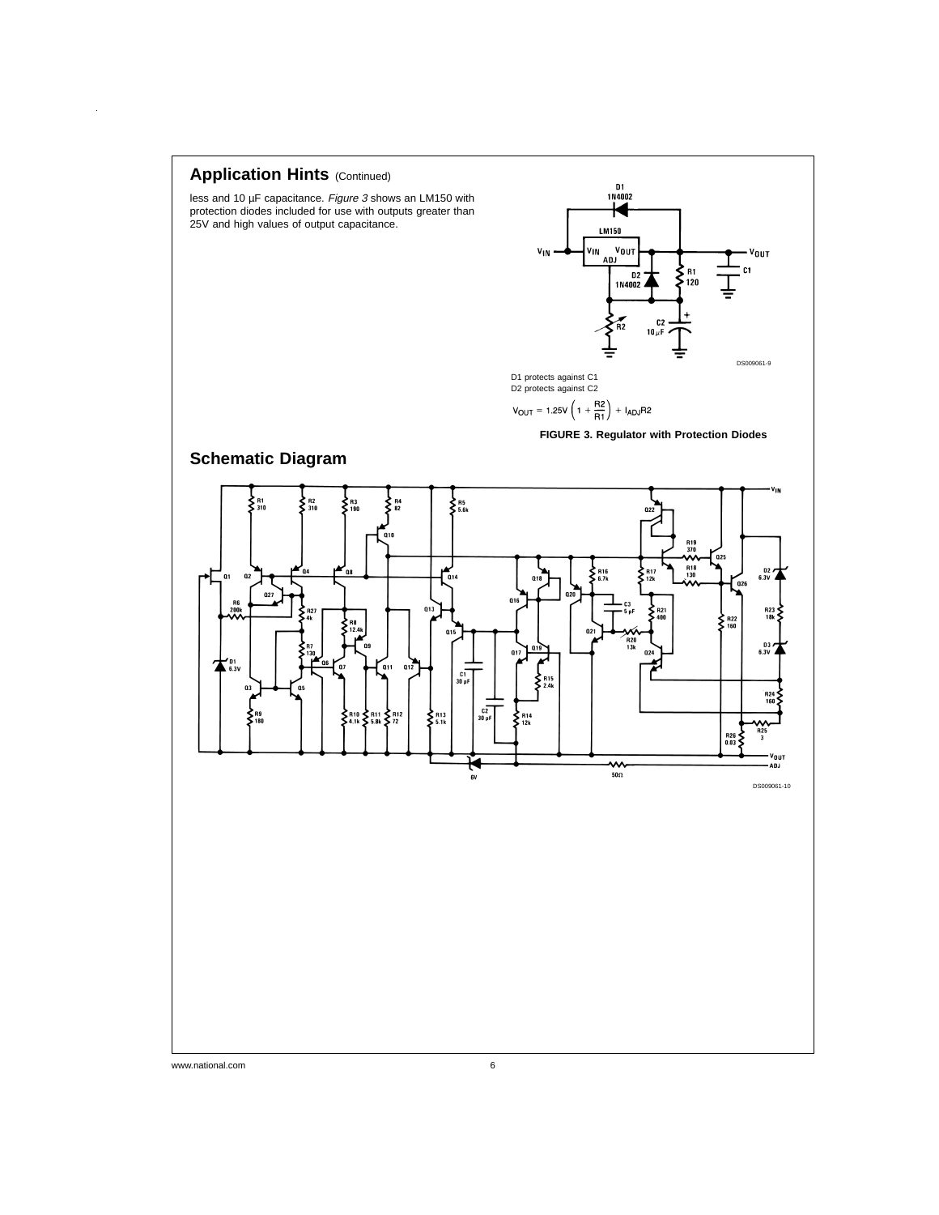## Application Hints (Continued)

less and 10 µF capacitance. *Figure 3* shows an LM150 with protection diodes included for use with outputs greater than 25V and high values of output capacitance.

D1 protects against C1
D2 protects against C2

$$V_{OUT} = 1.25V \left(1 + \frac{R2}{R1}\right) + I_{ADJ}R2$$

**FIGURE 3. Regulator with Protection Diodes**

## Schematic Diagram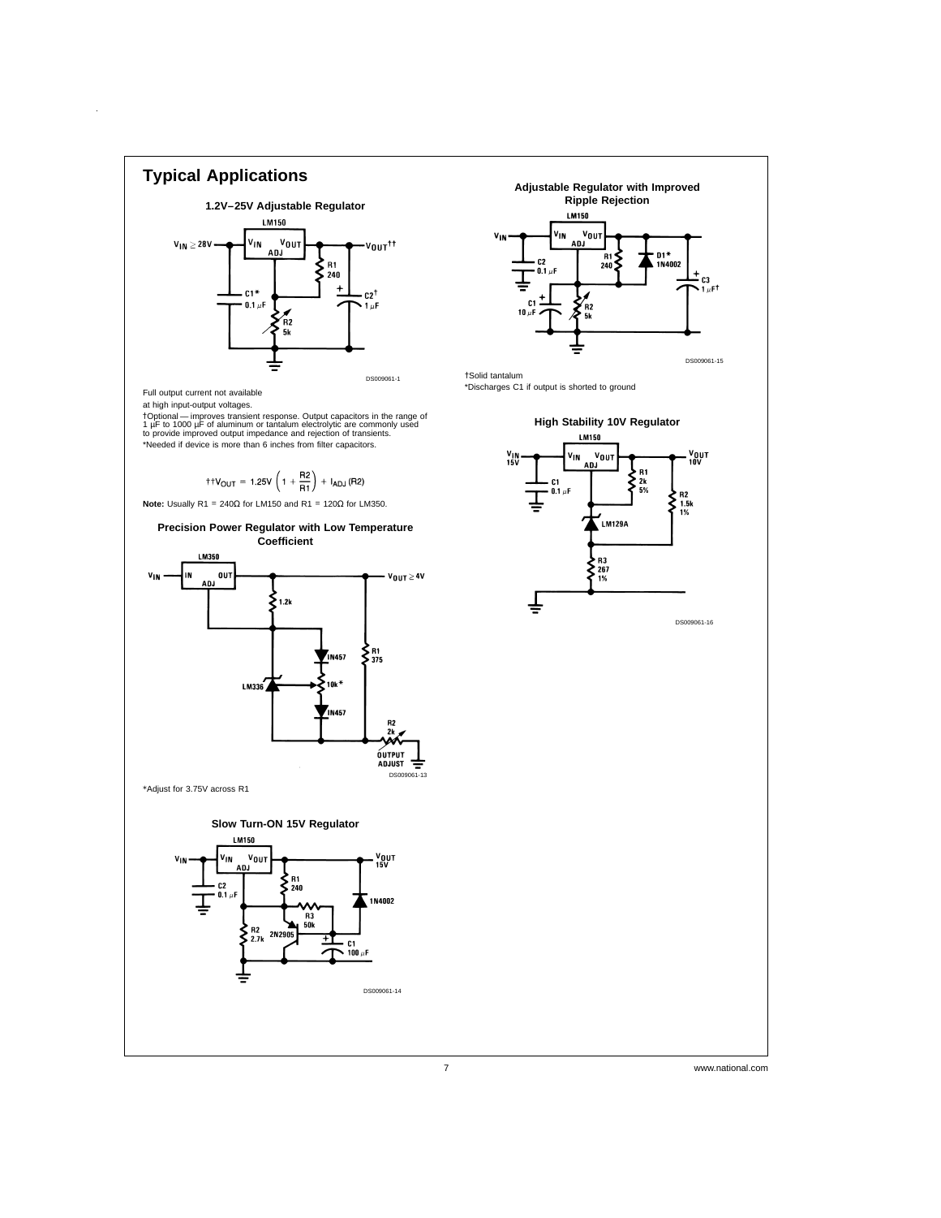# Typical Applications

### 1.2V–25V Adjustable Regulator

LM150

$V_{IN} \geq 28V$ — $V_{IN}$ $V_{OUT}$ ADJ — $V_{OUT}$††

R1 240

C1* 0.1 µF

C2† 1 µF

R2 5k

DS009061-1

Full output current not available at high input-output voltages.

†Optional — improves transient response. Output capacitors in the range of 1 µF to 1000 µF of aluminum or tantalum electrolytic are commonly used to provide improved output impedance and rejection of transients.

*Needed if device is more than 6 inches from filter capacitors.

$$\dagger\dagger V_{OUT} = 1.25V \left(1 + \frac{R2}{R1}\right) + I_{ADJ} (R2)$$

**Note:** Usually R1 = 240Ω for LM150 and R1 = 120Ω for LM350.

### Precision Power Regulator with Low Temperature Coefficient

LM350

$V_{IN}$ — IN OUT ADJ — $V_{OUT} \geq 4V$

1.2k

1N457

LM336

10k*

1N457

R1 375

R2 2k

OUTPUT ADJUST

DS009061-13

*Adjust for 3.75V across R1

### Slow Turn-ON 15V Regulator

LM150

$V_{IN}$ — $V_{IN}$ $V_{OUT}$ ADJ — $V_{OUT}$ 15V

C2 0.1 µF

R1 240

1N4002

R3 50k

R2 2.7k

2N2905

C1 100 µF

DS009061-14

### Adjustable Regulator with Improved Ripple Rejection

LM150

$V_{IN}$ — $V_{IN}$ $V_{OUT}$ ADJ

C2 0.1 µF

R1 240

D1* 1N4002

C3 1 µF†

C1 10 µF

R2 5k

DS009061-15

†Solid tantalum

*Discharges C1 if output is shorted to ground

### High Stability 10V Regulator

LM150

$V_{IN}$ 15V — $V_{IN}$ $V_{OUT}$ ADJ — $V_{OUT}$ 10V

C1 0.1 µF

R1 2k 5%

R2 1.5k 1%

LM129A

R3 267 1%

DS009061-16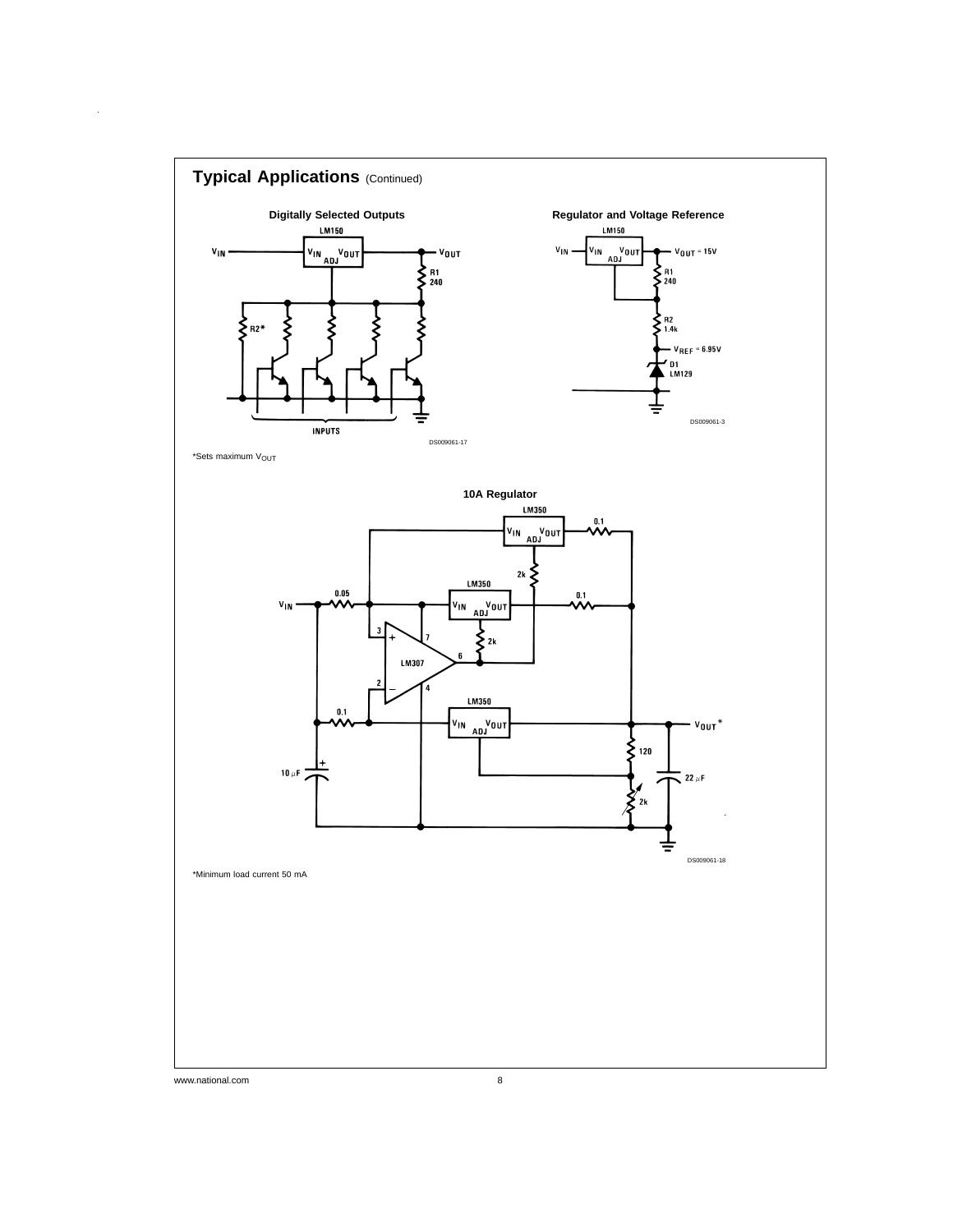## Typical Applications (Continued)

**Digitally Selected Outputs**

LM150

$V_{IN}$ $V_{IN}$ ADJ $V_{OUT}$ $V_{OUT}$

R1 240

R2*

INPUTS

DS009061-17

*Sets maximum $V_{OUT}$

**Regulator and Voltage Reference**

LM150

$V_{IN}$ $V_{IN}$ ADJ $V_{OUT}$ $V_{OUT}$ = 15V

R1 240

R2 1.4k

$V_{REF}$ = 6.95V

D1 LM129

DS009061-3

**10A Regulator**

LM350 LM350 LM350 LM307

$V_{IN}$ 0.05 0.1 0.1 0.1 2k 2k 120 2k 10 µF 22 µF $V_{OUT}$*

DS009061-18

*Minimum load current 50 mA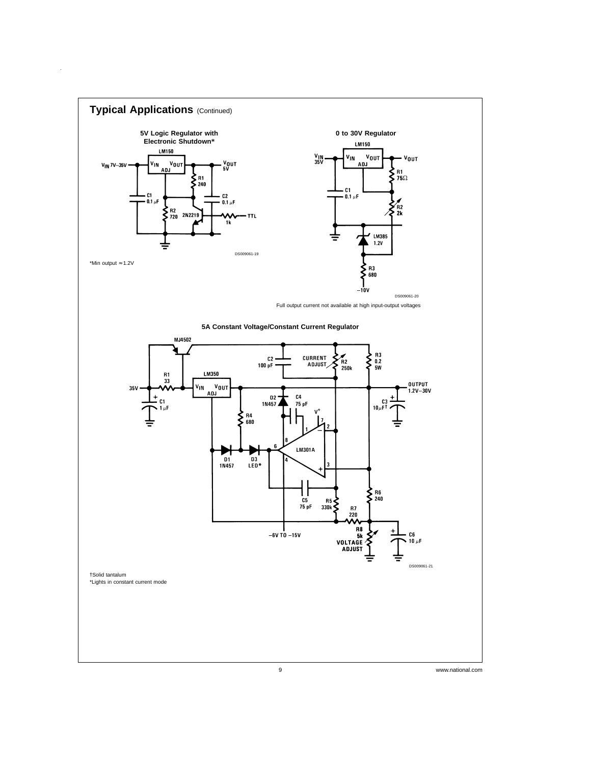## Typical Applications (Continued)

**5V Logic Regulator with Electronic Shutdown***

DS009061-19

*Min output ≈1.2V

**0 to 30V Regulator**

DS009061-20

Full output current not available at high input-output voltages

**5A Constant Voltage/Constant Current Regulator**

DS009061-21

†Solid tantalum

*Lights in constant current mode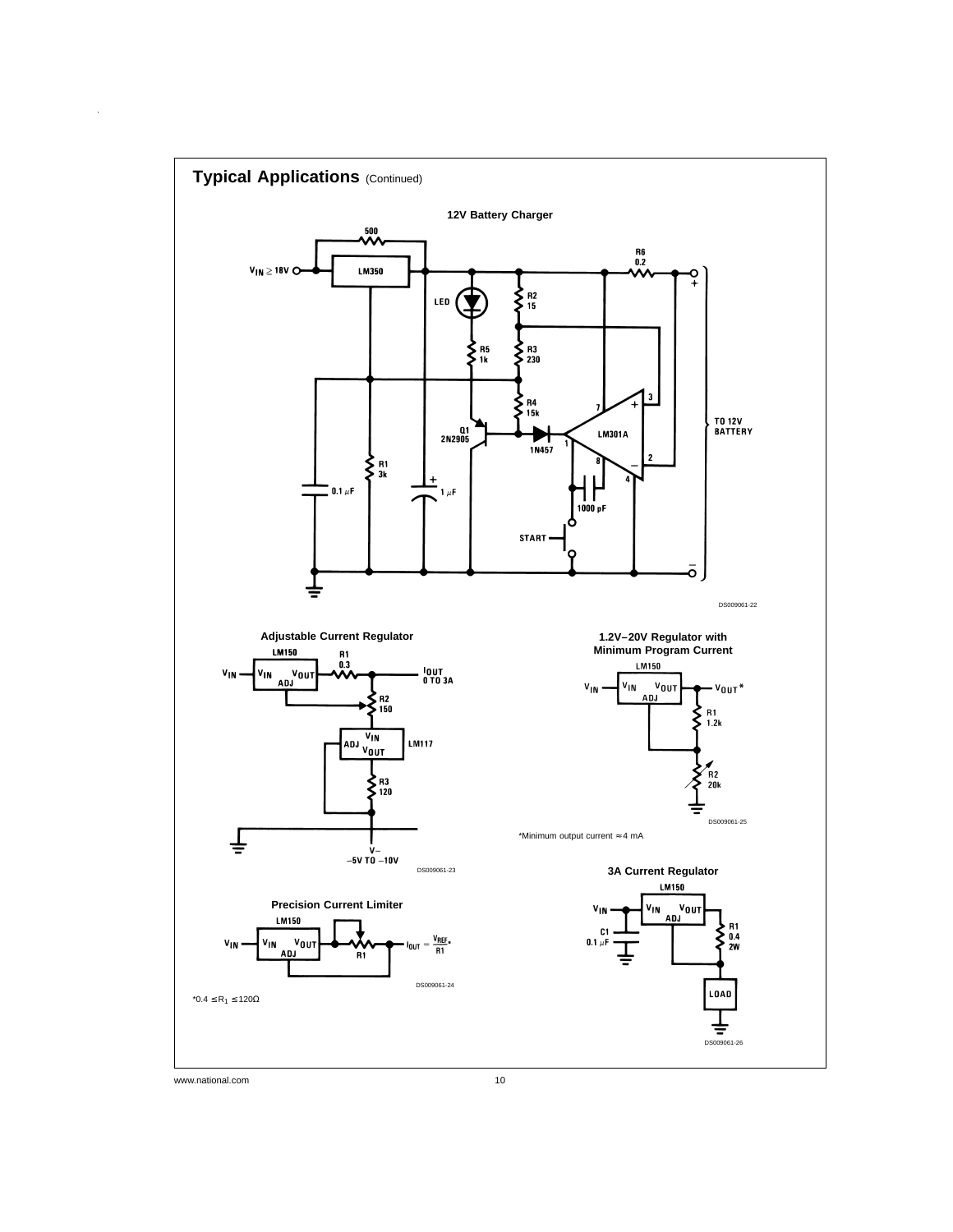## Typical Applications (Continued)

**12V Battery Charger**

DS009061-22

**Adjustable Current Regulator**

DS009061-23

**1.2V–20V Regulator with Minimum Program Current**

DS009061-25

*Minimum output current ≈ 4 mA

**Precision Current Limiter**

DS009061-24

$*0.4 \leq R_1 \leq 120\Omega$

**3A Current Regulator**

DS009061-26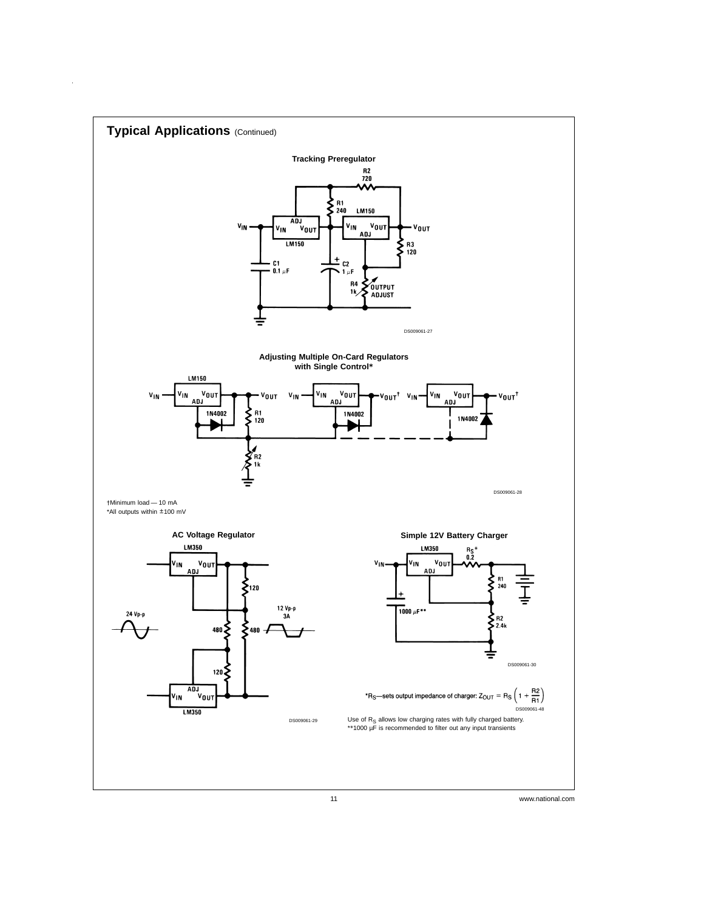## Typical Applications (Continued)

**Tracking Preregulator**

DS009061-27

**Adjusting Multiple On-Card Regulators with Single Control***

DS009061-28

†Minimum load — 10 mA

*All outputs within ±100 mV

**AC Voltage Regulator**

DS009061-29

**Simple 12V Battery Charger**

DS009061-30

*$R_S$—sets output impedance of charger: $Z_{OUT} = R_S \left(1 + \frac{R2}{R1}\right)$

DS009061-48

Use of $R_S$ allows low charging rates with fully charged battery.

**1000 µF is recommended to filter out any input transients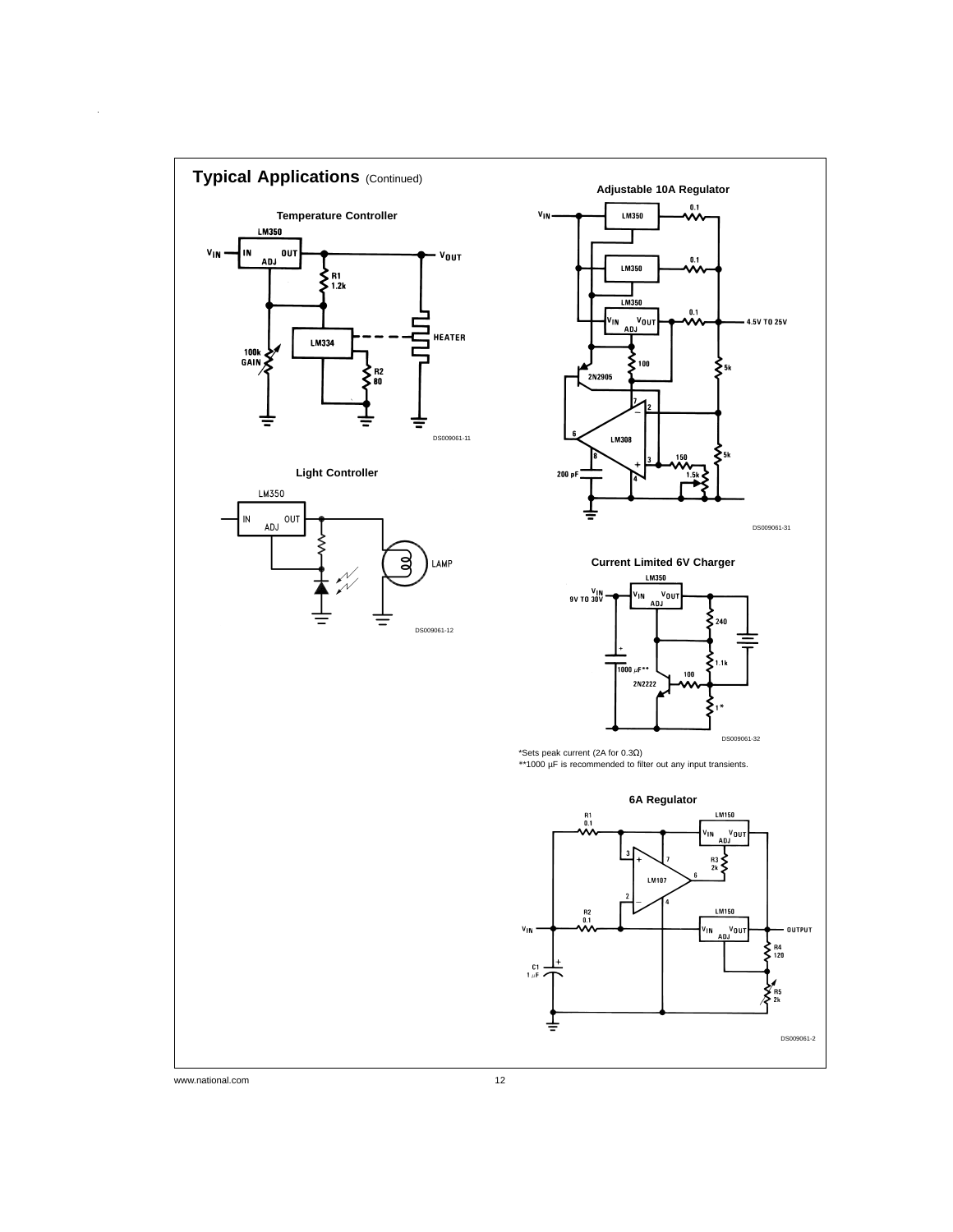## Typical Applications (Continued)

**Temperature Controller**

DS009061-11

**Light Controller**

DS009061-12

**Adjustable 10A Regulator**

DS009061-31

**Current Limited 6V Charger**

DS009061-32

*Sets peak current (2A for 0.3Ω)

**1000 µF is recommended to filter out any input transients.

**6A Regulator**

DS009061-2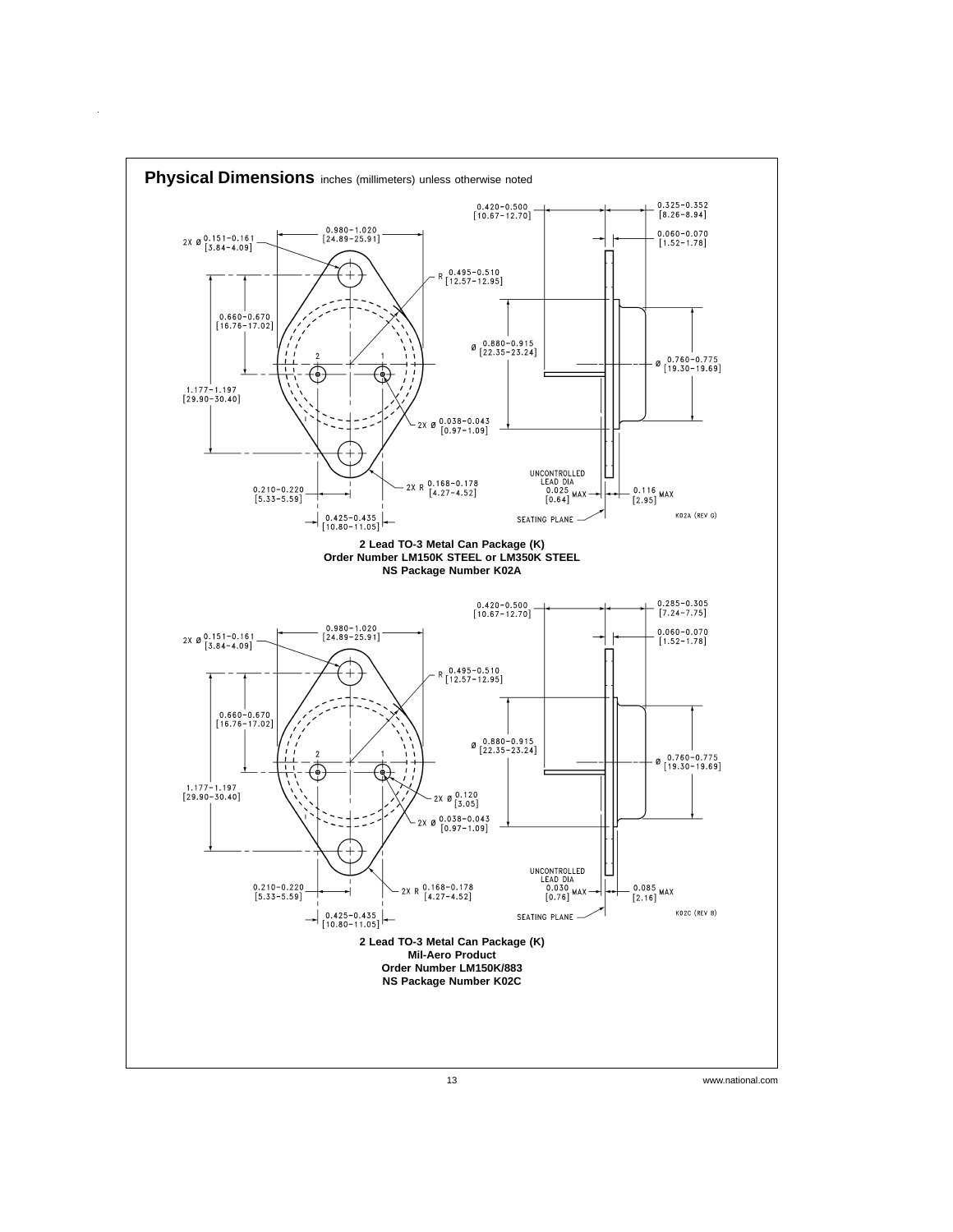## Physical Dimensions inches (millimeters) unless otherwise noted

**2 Lead TO-3 Metal Can Package (K)**
**Order Number LM150K STEEL or LM350K STEEL**
**NS Package Number K02A**

**2 Lead TO-3 Metal Can Package (K)**
**Mil-Aero Product**
**Order Number LM150K/883**
**NS Package Number K02C**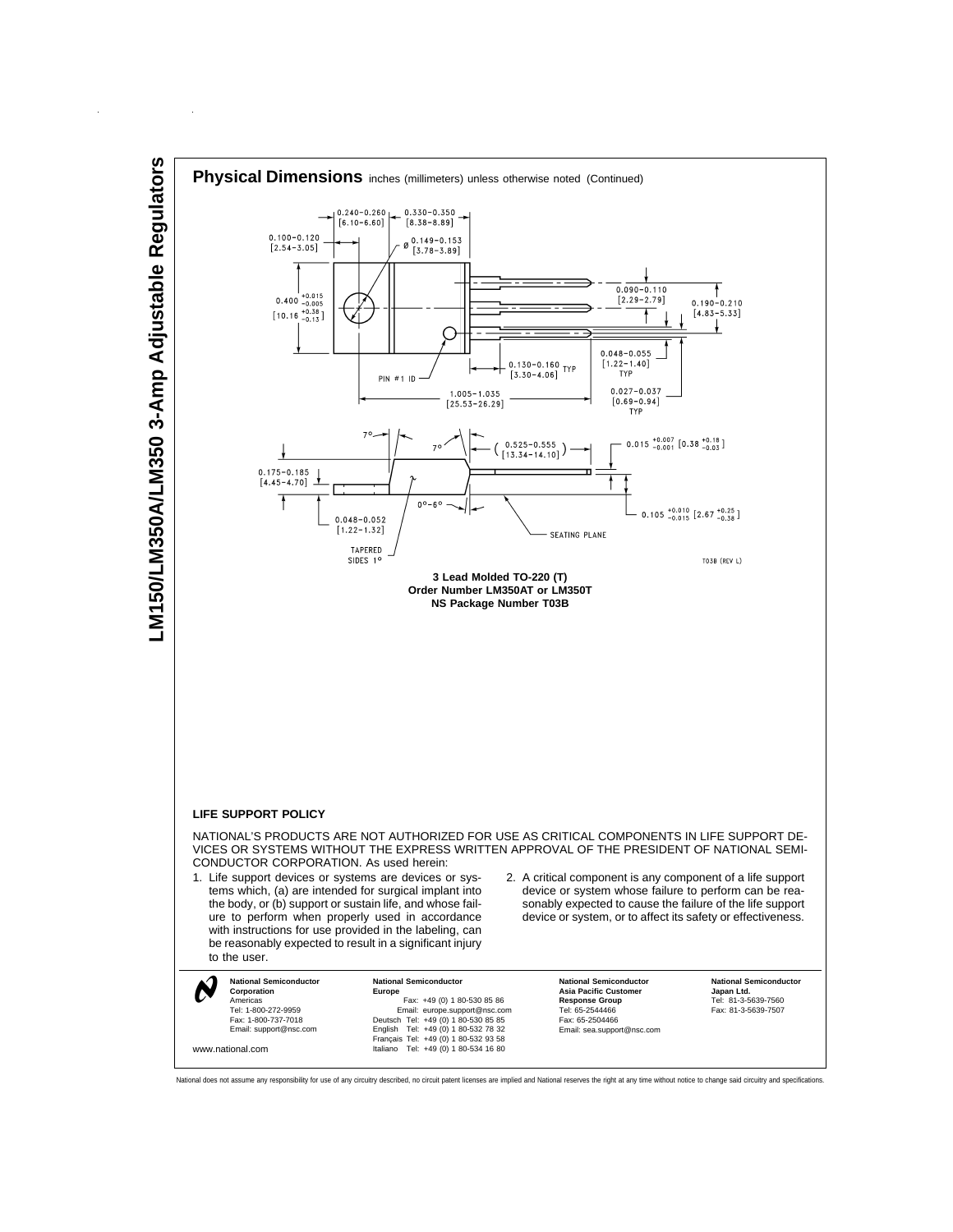## Physical Dimensions inches (millimeters) unless otherwise noted (Continued)

0.240–0.260 [6.10–6.60]
0.330–0.350 [8.38–8.89]
0.100–0.120 [2.54–3.05]
Ø 0.149–0.153 [3.78–3.89]
$0.400 {}^{+0.015}_{-0.005}$ $[10.16 {}^{+0.38}_{-0.13}]$
0.090–0.110 [2.29–2.79]
0.190–0.210 [4.83–5.33]
0.048–0.055 [1.22–1.40] TYP
PIN #1 ID
0.130–0.160 TYP [3.30–4.06]
1.005–1.035 [25.53–26.29]
0.027–0.037 [0.69–0.94] TYP
7°
7°
(0.525–0.555) [13.34–14.10]
$0.015 {}^{+0.007}_{-0.001}$ $[0.38 {}^{+0.18}_{-0.03}]$
0.175–0.185 [4.45–4.70]
0°–6°
$0.105 {}^{+0.010}_{-0.015}$ $[2.67 {}^{+0.25}_{-0.38}]$
0.048–0.052 [1.22–1.32]
SEATING PLANE
TAPERED SIDES 1°
T03B (REV L)

**3 Lead Molded TO-220 (T)**
**Order Number LM350AT or LM350T**
**NS Package Number T03B**

### LIFE SUPPORT POLICY

NATIONAL'S PRODUCTS ARE NOT AUTHORIZED FOR USE AS CRITICAL COMPONENTS IN LIFE SUPPORT DEVICES OR SYSTEMS WITHOUT THE EXPRESS WRITTEN APPROVAL OF THE PRESIDENT OF NATIONAL SEMICONDUCTOR CORPORATION. As used herein:

1. Life support devices or systems are devices or systems which, (a) are intended for surgical implant into the body, or (b) support or sustain life, and whose failure to perform when properly used in accordance with instructions for use provided in the labeling, can be reasonably expected to result in a significant injury to the user.
2. A critical component is any component of a life support device or system whose failure to perform can be reasonably expected to cause the failure of the life support device or system, or to affect its safety or effectiveness.

**National Semiconductor Corporation**
Americas
Tel: 1-800-272-9959
Fax: 1-800-737-7018
Email: support@nsc.com

www.national.com

**National Semiconductor Europe**
Fax: +49 (0) 1 80-530 85 86
Email: europe.support@nsc.com
Deutsch Tel: +49 (0) 1 80-530 85 85
English Tel: +49 (0) 1 80-532 78 32
Français Tel: +49 (0) 1 80-532 93 58
Italiano Tel: +49 (0) 1 80-534 16 80

**National Semiconductor Asia Pacific Customer Response Group**
Tel: 65-2544466
Fax: 65-2504466
Email: sea.support@nsc.com

**National Semiconductor Japan Ltd.**
Tel: 81-3-5639-7560
Fax: 81-3-5639-7507

National does not assume any responsibility for use of any circuitry described, no circuit patent licenses are implied and National reserves the right at any time without notice to change said circuitry and specifications.